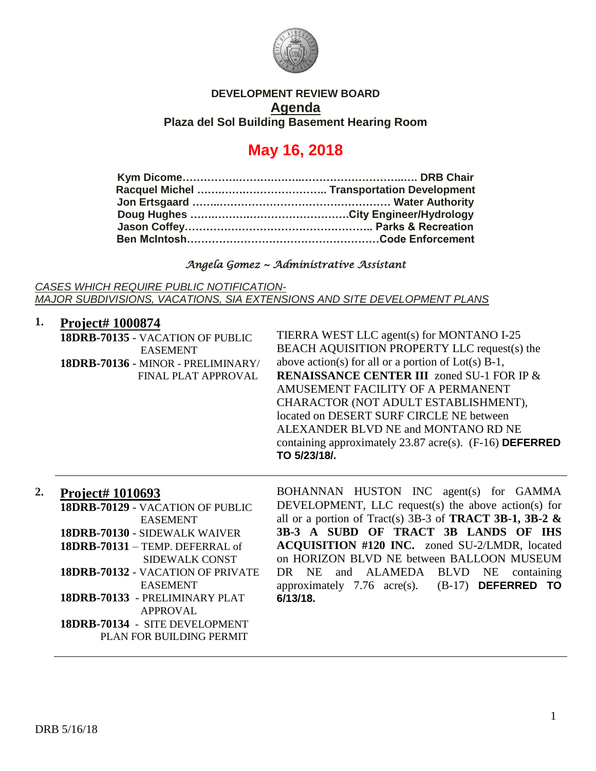**DEVELOPMENT REVIEW BOARD**

## Agenda

**Plaza del Sol Building Basement Hearing Room**

# May 16, 2018

**Kym Dicome…………………………………………………………… DRB Chair**
**Racquel Michel ……………………………….. Transportation Development**
**Jon Ertsgaard ………………………………………………… Water Authority**
**Doug Hughes ………………………………………City Engineer/Hydrology**
**Jason Coffey……………………………………………….. Parks & Recreation**
**Ben McIntosh…………………………………………………Code Enforcement**

*Angela Gomez ~ Administrative Assistant*

*CASES WHICH REQUIRE PUBLIC NOTIFICATION-*
*MAJOR SUBDIVISIONS, VACATIONS, SIA EXTENSIONS AND SITE DEVELOPMENT PLANS*

**1. Project# 1000874**

**18DRB-70135** - VACATION OF PUBLIC EASEMENT
**18DRB-70136** - MINOR - PRELIMINARY/ FINAL PLAT APPROVAL

TIERRA WEST LLC agent(s) for MONTANO I-25 BEACH AQUISITION PROPERTY LLC request(s) the above action(s) for all or a portion of Lot(s) B-1, **RENAISSANCE CENTER III** zoned SU-1 FOR IP & AMUSEMENT FACILITY OF A PERMANENT CHARACTOR (NOT ADULT ESTABLISHMENT), located on DESERT SURF CIRCLE NE between ALEXANDER BLVD NE and MONTANO RD NE containing approximately 23.87 acre(s). (F-16) **DEFERRED TO 5/23/18/.**

---

**2. Project# 1010693**

**18DRB-70129** - VACATION OF PUBLIC EASEMENT
**18DRB-70130** - SIDEWALK WAIVER
**18DRB-70131** – TEMP. DEFERRAL of SIDEWALK CONST
**18DRB-70132** - VACATION OF PRIVATE EASEMENT
**18DRB-70133** - PRELIMINARY PLAT APPROVAL
**18DRB-70134** - SITE DEVELOPMENT PLAN FOR BUILDING PERMIT

BOHANNAN HUSTON INC agent(s) for GAMMA DEVELOPMENT, LLC request(s) the above action(s) for all or a portion of Tract(s) 3B-3 of **TRACT 3B-1, 3B-2 & 3B-3 A SUBD OF TRACT 3B LANDS OF IHS ACQUISITION #120 INC.** zoned SU-2/LMDR, located on HORIZON BLVD NE between BALLOON MUSEUM DR NE and ALAMEDA BLVD NE containing approximately 7.76 acre(s). (B-17) **DEFERRED TO 6/13/18.**

---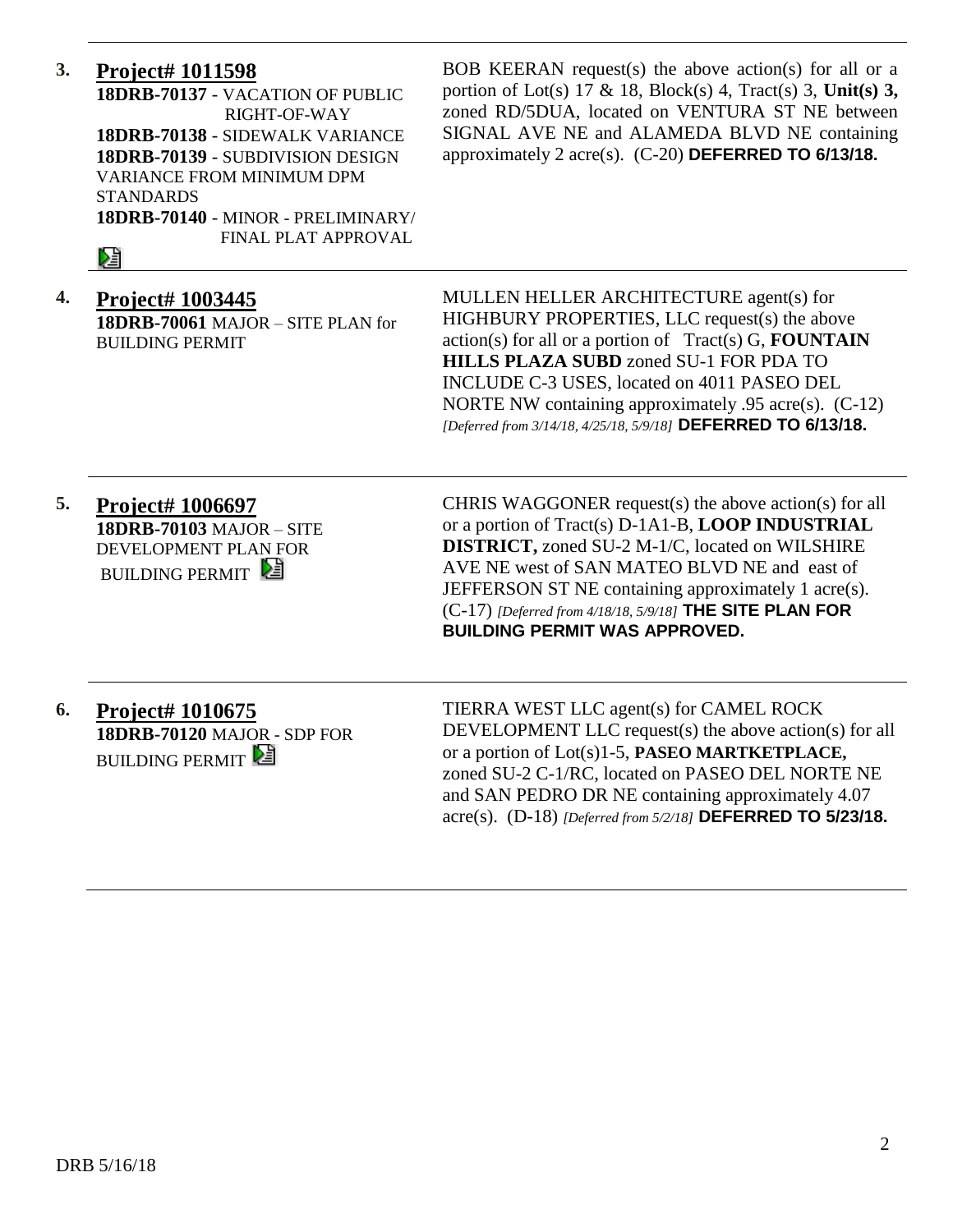**3. Project# 1011598**
**18DRB-70137** - VACATION OF PUBLIC RIGHT-OF-WAY
**18DRB-70138** - SIDEWALK VARIANCE
**18DRB-70139** - SUBDIVISION DESIGN VARIANCE FROM MINIMUM DPM STANDARDS
**18DRB-70140** - MINOR - PRELIMINARY/ FINAL PLAT APPROVAL

BOB KEERAN request(s) the above action(s) for all or a portion of Lot(s) 17 & 18, Block(s) 4, Tract(s) 3, **Unit(s) 3,** zoned RD/5DUA, located on VENTURA ST NE between SIGNAL AVE NE and ALAMEDA BLVD NE containing approximately 2 acre(s). (C-20) **DEFERRED TO 6/13/18.**

---

**4. Project# 1003445**
**18DRB-70061** MAJOR – SITE PLAN for BUILDING PERMIT

MULLEN HELLER ARCHITECTURE agent(s) for HIGHBURY PROPERTIES, LLC request(s) the above action(s) for all or a portion of Tract(s) G, **FOUNTAIN HILLS PLAZA SUBD** zoned SU-1 FOR PDA TO INCLUDE C-3 USES, located on 4011 PASEO DEL NORTE NW containing approximately .95 acre(s). (C-12) *[Deferred from 3/14/18, 4/25/18, 5/9/18]* **DEFERRED TO 6/13/18.**

---

**5. Project# 1006697**
**18DRB-70103** MAJOR – SITE DEVELOPMENT PLAN FOR BUILDING PERMIT

CHRIS WAGGONER request(s) the above action(s) for all or a portion of Tract(s) D-1A1-B, **LOOP INDUSTRIAL DISTRICT,** zoned SU-2 M-1/C, located on WILSHIRE AVE NE west of SAN MATEO BLVD NE and east of JEFFERSON ST NE containing approximately 1 acre(s). (C-17) *[Deferred from 4/18/18, 5/9/18]* **THE SITE PLAN FOR BUILDING PERMIT WAS APPROVED.**

---

**6. Project# 1010675**
**18DRB-70120** MAJOR - SDP FOR BUILDING PERMIT

TIERRA WEST LLC agent(s) for CAMEL ROCK DEVELOPMENT LLC request(s) the above action(s) for all or a portion of Lot(s)1-5, **PASEO MARTKETPLACE,** zoned SU-2 C-1/RC, located on PASEO DEL NORTE NE and SAN PEDRO DR NE containing approximately 4.07 acre(s). (D-18) *[Deferred from 5/2/18]* **DEFERRED TO 5/23/18.**

---

DRB 5/16/18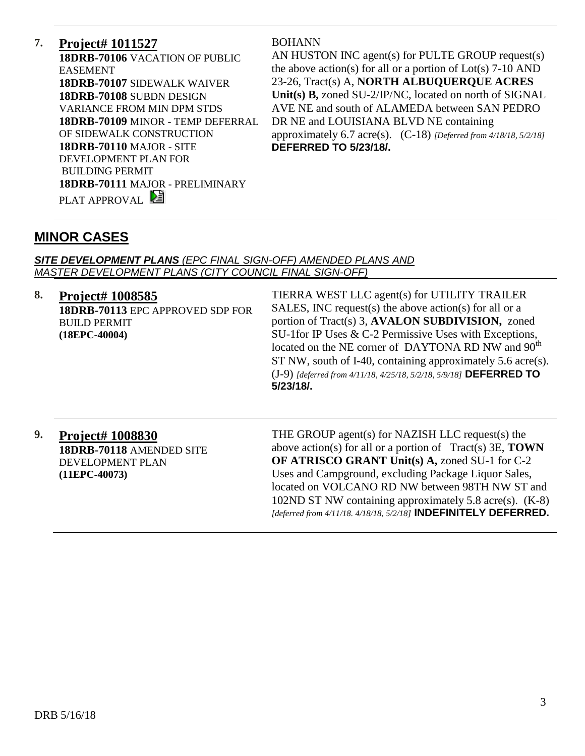**7. Project# 1011527**

**18DRB-70106** VACATION OF PUBLIC EASEMENT
**18DRB-70107** SIDEWALK WAIVER
**18DRB-70108** SUBDN DESIGN VARIANCE FROM MIN DPM STDS
**18DRB-70109** MINOR - TEMP DEFERRAL OF SIDEWALK CONSTRUCTION
**18DRB-70110** MAJOR - SITE DEVELOPMENT PLAN FOR BUILDING PERMIT
**18DRB-70111** MAJOR - PRELIMINARY PLAT APPROVAL

BOHANNAN HUSTON INC agent(s) for PULTE GROUP request(s) the above action(s) for all or a portion of Lot(s) 7-10 AND 23-26, Tract(s) A, **NORTH ALBUQUERQUE ACRES Unit(s) B,** zoned SU-2/IP/NC, located on north of SIGNAL AVE NE and south of ALAMEDA between SAN PEDRO DR NE and LOUISIANA BLVD NE containing approximately 6.7 acre(s). (C-18) *[Deferred from 4/18/18, 5/2/18]* **DEFERRED TO 5/23/18/.**

## MINOR CASES

***SITE DEVELOPMENT PLANS*** *(EPC FINAL SIGN-OFF) AMENDED PLANS AND MASTER DEVELOPMENT PLANS (CITY COUNCIL FINAL SIGN-OFF)*

**8. Project# 1008585**

**18DRB-70113** EPC APPROVED SDP FOR BUILD PERMIT
**(18EPC-40004)**

TIERRA WEST LLC agent(s) for UTILITY TRAILER SALES, INC request(s) the above action(s) for all or a portion of Tract(s) 3, **AVALON SUBDIVISION,** zoned SU-1for IP Uses & C-2 Permissive Uses with Exceptions, located on the NE corner of DAYTONA RD NW and 90th ST NW, south of I-40, containing approximately 5.6 acre(s). (J-9) *[deferred from 4/11/18, 4/25/18, 5/2/18, 5/9/18]* **DEFERRED TO 5/23/18/.**

**9. Project# 1008830**

**18DRB-70118** AMENDED SITE DEVELOPMENT PLAN
**(11EPC-40073)**

THE GROUP agent(s) for NAZISH LLC request(s) the above action(s) for all or a portion of Tract(s) 3E, **TOWN OF ATRISCO GRANT Unit(s) A,** zoned SU-1 for C-2 Uses and Campground, excluding Package Liquor Sales, located on VOLCANO RD NW between 98TH NW ST and 102ND ST NW containing approximately 5.8 acre(s). (K-8) *[deferred from 4/11/18. 4/18/18, 5/2/18]* **INDEFINITELY DEFERRED.**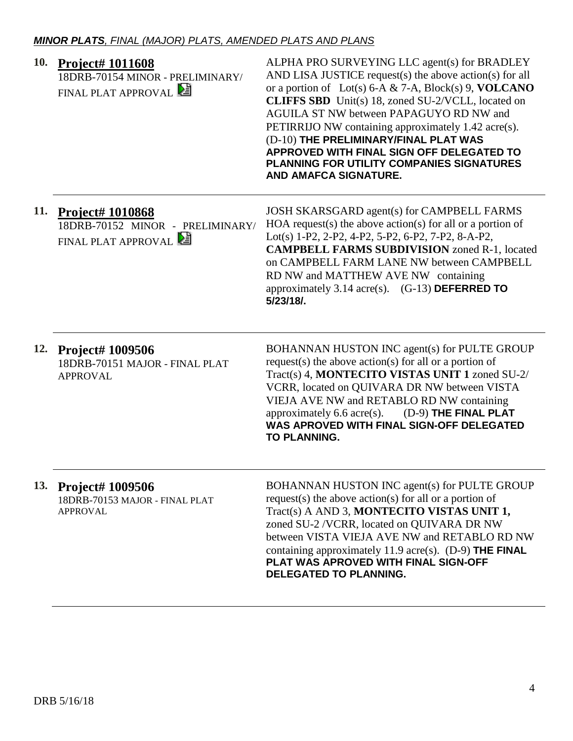***MINOR PLATS**, FINAL (MAJOR) PLATS, AMENDED PLATS AND PLANS*

| | | |
|---|---|---|
| **10.** | **Project# 1011608**<br>18DRB-70154 MINOR - PRELIMINARY/ FINAL PLAT APPROVAL | ALPHA PRO SURVEYING LLC agent(s) for BRADLEY AND LISA JUSTICE request(s) the above action(s) for all or a portion of Lot(s) 6-A & 7-A, Block(s) 9, **VOLCANO CLIFFS SBD** Unit(s) 18, zoned SU-2/VCLL, located on AGUILA ST NW between PAPAGUYO RD NW and PETIRRIJO NW containing approximately 1.42 acre(s). (D-10) **THE PRELIMINARY/FINAL PLAT WAS APPROVED WITH FINAL SIGN OFF DELEGATED TO PLANNING FOR UTILITY COMPANIES SIGNATURES AND AMAFCA SIGNATURE.** |
| **11.** | **Project# 1010868**<br>18DRB-70152 MINOR - PRELIMINARY/ FINAL PLAT APPROVAL | JOSH SKARSGARD agent(s) for CAMPBELL FARMS HOA request(s) the above action(s) for all or a portion of Lot(s) 1-P2, 2-P2, 4-P2, 5-P2, 6-P2, 7-P2, 8-A-P2, **CAMPBELL FARMS SUBDIVISION** zoned R-1, located on CAMPBELL FARM LANE NW between CAMPBELL RD NW and MATTHEW AVE NW containing approximately 3.14 acre(s). (G-13) **DEFERRED TO 5/23/18/.** |
| **12.** | **Project# 1009506**<br>18DRB-70151 MAJOR - FINAL PLAT APPROVAL | BOHANNAN HUSTON INC agent(s) for PULTE GROUP request(s) the above action(s) for all or a portion of Tract(s) 4, **MONTECITO VISTAS UNIT 1** zoned SU-2/ VCRR, located on QUIVARA DR NW between VISTA VIEJA AVE NW and RETABLO RD NW containing approximately 6.6 acre(s). (D-9) **THE FINAL PLAT WAS APROVED WITH FINAL SIGN-OFF DELEGATED TO PLANNING.** |
| **13.** | **Project# 1009506**<br>18DRB-70153 MAJOR - FINAL PLAT APPROVAL | BOHANNAN HUSTON INC agent(s) for PULTE GROUP request(s) the above action(s) for all or a portion of Tract(s) A AND 3, **MONTECITO VISTAS UNIT 1,** zoned SU-2 /VCRR, located on QUIVARA DR NW between VISTA VIEJA AVE NW and RETABLO RD NW containing approximately 11.9 acre(s). (D-9) **THE FINAL PLAT WAS APROVED WITH FINAL SIGN-OFF DELEGATED TO PLANNING.** |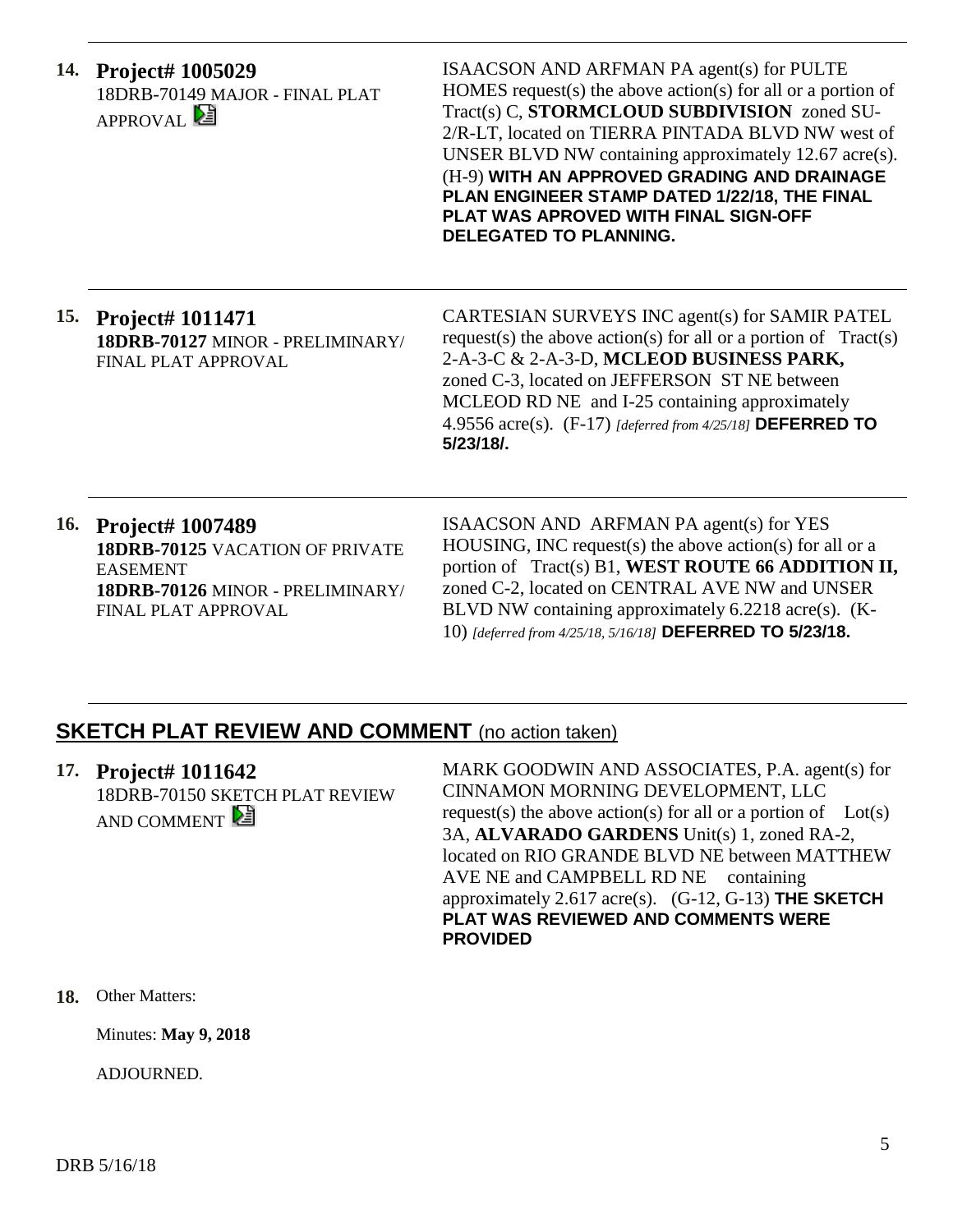**14. Project# 1005029**
18DRB-70149 MAJOR - FINAL PLAT APPROVAL

ISAACSON AND ARFMAN PA agent(s) for PULTE HOMES request(s) the above action(s) for all or a portion of Tract(s) C, **STORMCLOUD SUBDIVISION** zoned SU-2/R-LT, located on TIERRA PINTADA BLVD NW west of UNSER BLVD NW containing approximately 12.67 acre(s). (H-9) **WITH AN APPROVED GRADING AND DRAINAGE PLAN ENGINEER STAMP DATED 1/22/18, THE FINAL PLAT WAS APROVED WITH FINAL SIGN-OFF DELEGATED TO PLANNING.**

---

**15. Project# 1011471**
**18DRB-70127** MINOR - PRELIMINARY/ FINAL PLAT APPROVAL

CARTESIAN SURVEYS INC agent(s) for SAMIR PATEL request(s) the above action(s) for all or a portion of Tract(s) 2-A-3-C & 2-A-3-D, **MCLEOD BUSINESS PARK,** zoned C-3, located on JEFFERSON ST NE between MCLEOD RD NE and I-25 containing approximately 4.9556 acre(s). (F-17) *[deferred from 4/25/18]* **DEFERRED TO 5/23/18/.**

---

**16. Project# 1007489**
**18DRB-70125** VACATION OF PRIVATE EASEMENT
**18DRB-70126** MINOR - PRELIMINARY/ FINAL PLAT APPROVAL

ISAACSON AND ARFMAN PA agent(s) for YES HOUSING, INC request(s) the above action(s) for all or a portion of Tract(s) B1, **WEST ROUTE 66 ADDITION II,** zoned C-2, located on CENTRAL AVE NW and UNSER BLVD NW containing approximately 6.2218 acre(s). (K-10) *[deferred from 4/25/18, 5/16/18]* **DEFERRED TO 5/23/18.**

---

## SKETCH PLAT REVIEW AND COMMENT (no action taken)

**17. Project# 1011642**
18DRB-70150 SKETCH PLAT REVIEW AND COMMENT

MARK GOODWIN AND ASSOCIATES, P.A. agent(s) for CINNAMON MORNING DEVELOPMENT, LLC request(s) the above action(s) for all or a portion of Lot(s) 3A, **ALVARADO GARDENS** Unit(s) 1, zoned RA-2, located on RIO GRANDE BLVD NE between MATTHEW AVE NE and CAMPBELL RD NE containing approximately 2.617 acre(s). (G-12, G-13) **THE SKETCH PLAT WAS REVIEWED AND COMMENTS WERE PROVIDED**

**18.** Other Matters:

Minutes: **May 9, 2018**

ADJOURNED.